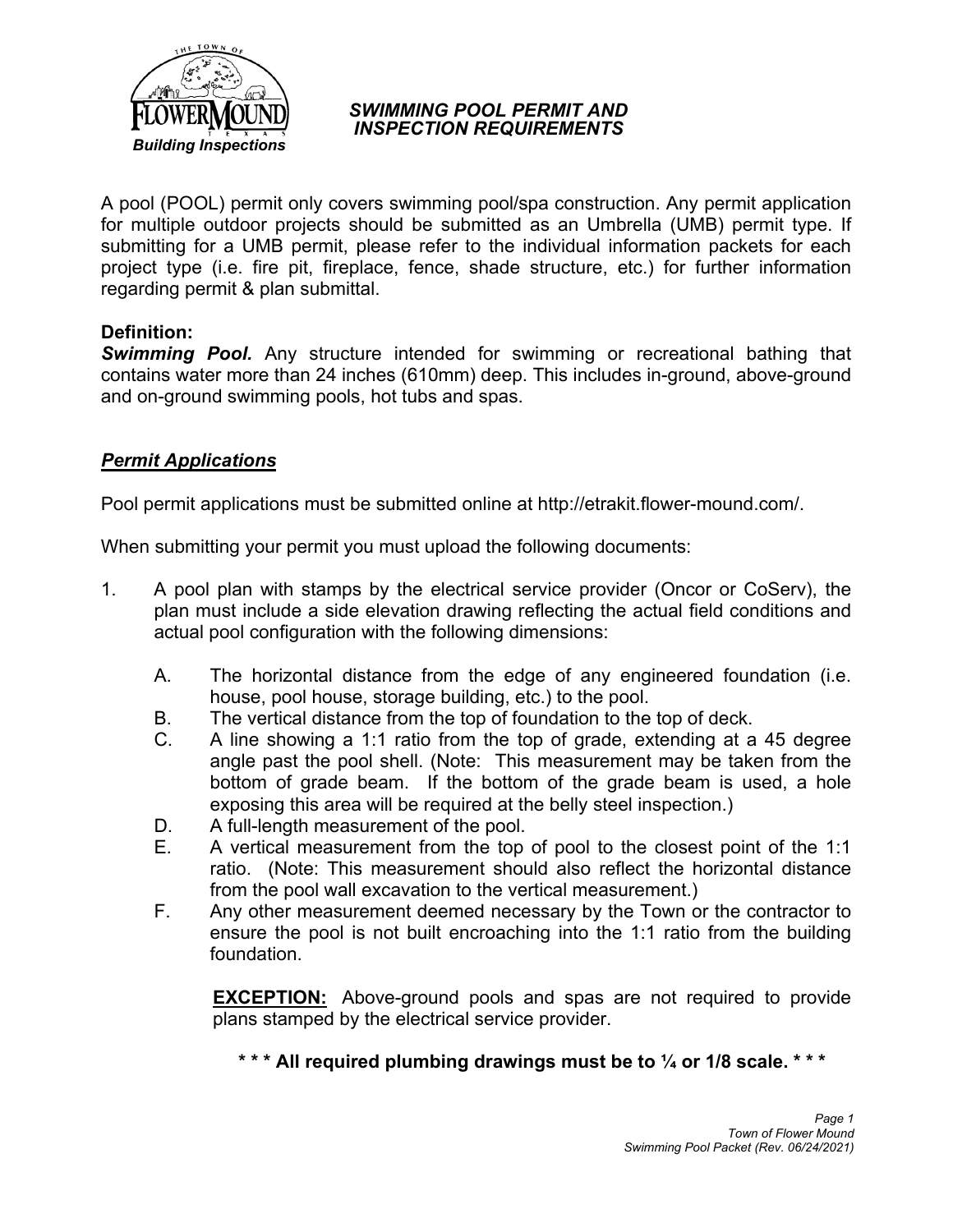Building Inspections

## *SWIMMING POOL PERMIT AND INSPECTION REQUIREMENTS*

A pool (POOL) permit only covers swimming pool/spa construction. Any permit application for multiple outdoor projects should be submitted as an Umbrella (UMB) permit type. If submitting for a UMB permit, please refer to the individual information packets for each project type (i.e. fire pit, fireplace, fence, shade structure, etc.) for further information regarding permit & plan submittal.

**Definition:**
***Swimming Pool.*** Any structure intended for swimming or recreational bathing that contains water more than 24 inches (610mm) deep. This includes in-ground, above-ground and on-ground swimming pools, hot tubs and spas.

### ***Permit Applications***

Pool permit applications must be submitted online at http://etrakit.flower-mound.com/.

When submitting your permit you must upload the following documents:

1. A pool plan with stamps by the electrical service provider (Oncor or CoServ), the plan must include a side elevation drawing reflecting the actual field conditions and actual pool configuration with the following dimensions:

   A. The horizontal distance from the edge of any engineered foundation (i.e. house, pool house, storage building, etc.) to the pool.
   B. The vertical distance from the top of foundation to the top of deck.
   C. A line showing a 1:1 ratio from the top of grade, extending at a 45 degree angle past the pool shell. (Note: This measurement may be taken from the bottom of grade beam. If the bottom of the grade beam is used, a hole exposing this area will be required at the belly steel inspection.)
   D. A full-length measurement of the pool.
   E. A vertical measurement from the top of pool to the closest point of the 1:1 ratio. (Note: This measurement should also reflect the horizontal distance from the pool wall excavation to the vertical measurement.)
   F. Any other measurement deemed necessary by the Town or the contractor to ensure the pool is not built encroaching into the 1:1 ratio from the building foundation.

   **EXCEPTION:** Above-ground pools and spas are not required to provide plans stamped by the electrical service provider.

**\* \* \* All required plumbing drawings must be to ¼ or 1/8 scale. \* \* \***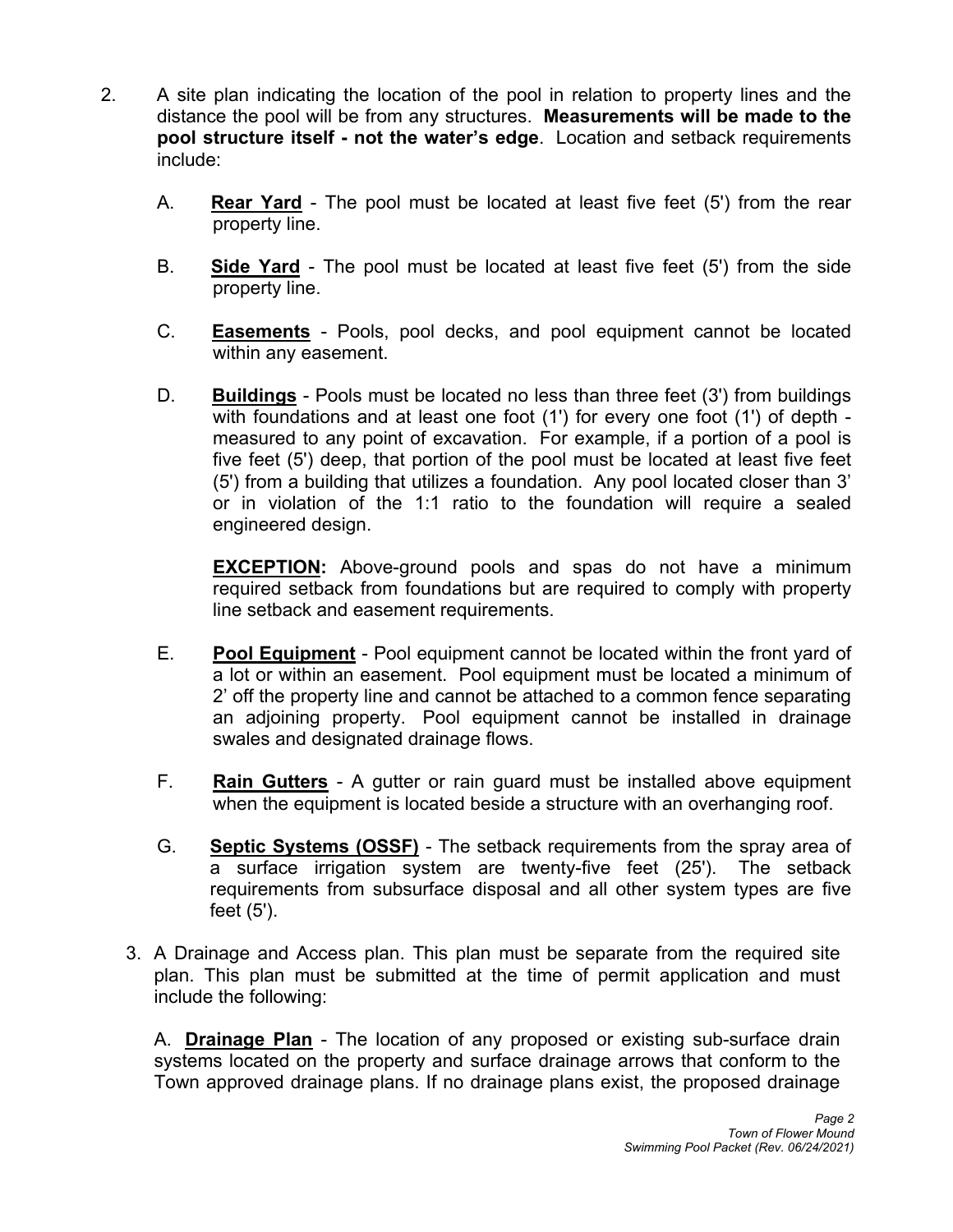2. A site plan indicating the location of the pool in relation to property lines and the distance the pool will be from any structures. **Measurements will be made to the pool structure itself - not the water's edge**. Location and setback requirements include:

   A. **Rear Yard** - The pool must be located at least five feet (5') from the rear property line.

   B. **Side Yard** - The pool must be located at least five feet (5') from the side property line.

   C. **Easements** - Pools, pool decks, and pool equipment cannot be located within any easement.

   D. **Buildings** - Pools must be located no less than three feet (3') from buildings with foundations and at least one foot (1') for every one foot (1') of depth - measured to any point of excavation. For example, if a portion of a pool is five feet (5') deep, that portion of the pool must be located at least five feet (5') from a building that utilizes a foundation. Any pool located closer than 3' or in violation of the 1:1 ratio to the foundation will require a sealed engineered design.

      **EXCEPTION:** Above-ground pools and spas do not have a minimum required setback from foundations but are required to comply with property line setback and easement requirements.

   E. **Pool Equipment** - Pool equipment cannot be located within the front yard of a lot or within an easement. Pool equipment must be located a minimum of 2' off the property line and cannot be attached to a common fence separating an adjoining property. Pool equipment cannot be installed in drainage swales and designated drainage flows.

   F. **Rain Gutters** - A gutter or rain guard must be installed above equipment when the equipment is located beside a structure with an overhanging roof.

   G. **Septic Systems (OSSF)** - The setback requirements from the spray area of a surface irrigation system are twenty-five feet (25'). The setback requirements from subsurface disposal and all other system types are five feet (5').

3. A Drainage and Access plan. This plan must be separate from the required site plan. This plan must be submitted at the time of permit application and must include the following:

   A. **Drainage Plan** - The location of any proposed or existing sub-surface drain systems located on the property and surface drainage arrows that conform to the Town approved drainage plans. If no drainage plans exist, the proposed drainage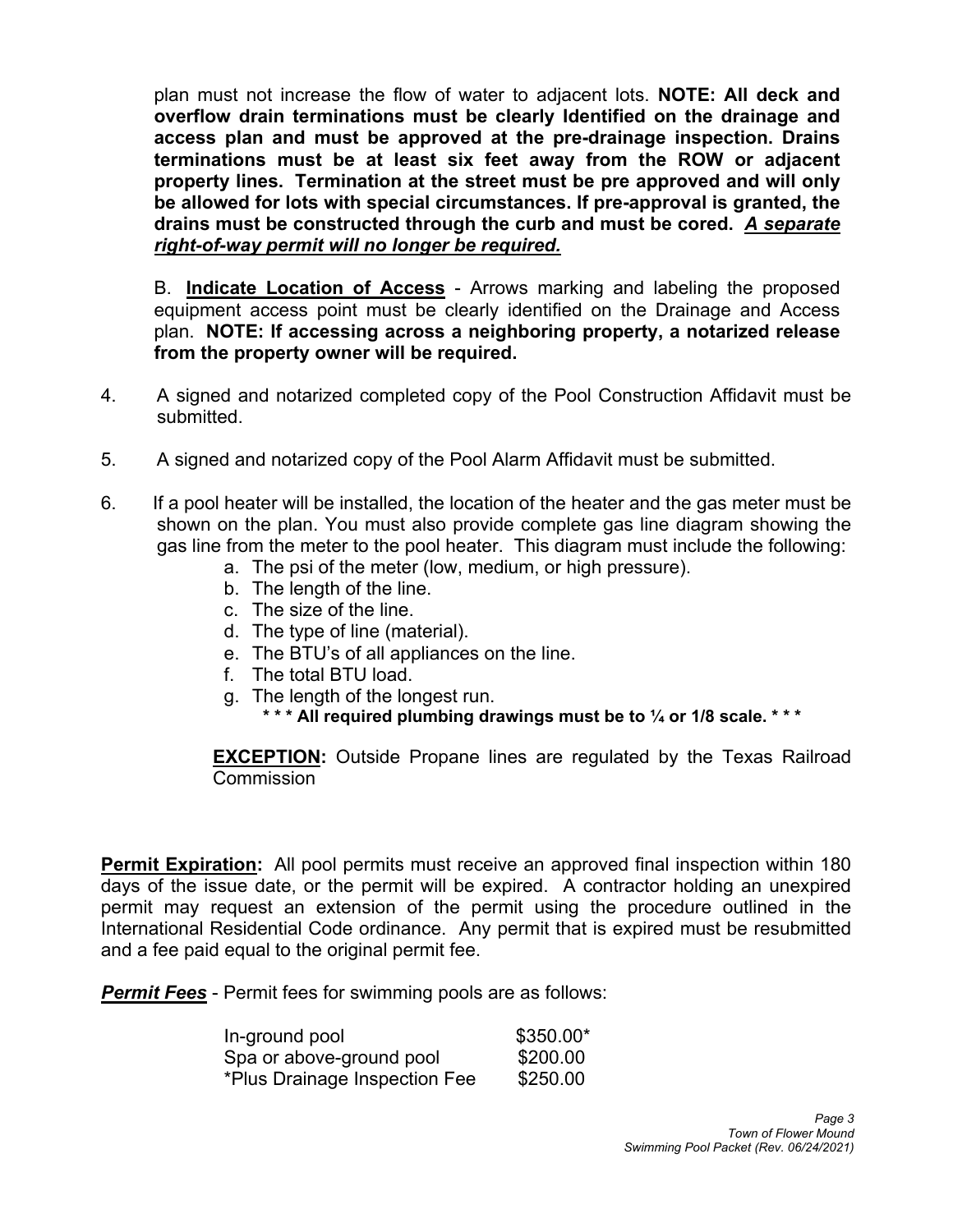plan must not increase the flow of water to adjacent lots. **NOTE: All deck and overflow drain terminations must be clearly Identified on the drainage and access plan and must be approved at the pre-drainage inspection. Drains terminations must be at least six feet away from the ROW or adjacent property lines. Termination at the street must be pre approved and will only be allowed for lots with special circumstances. If pre-approval is granted, the drains must be constructed through the curb and must be cored. _A separate right-of-way permit will no longer be required._**

B. **Indicate Location of Access** - Arrows marking and labeling the proposed equipment access point must be clearly identified on the Drainage and Access plan. **NOTE: If accessing across a neighboring property, a notarized release from the property owner will be required.**

4. A signed and notarized completed copy of the Pool Construction Affidavit must be submitted.

5. A signed and notarized copy of the Pool Alarm Affidavit must be submitted.

6. If a pool heater will be installed, the location of the heater and the gas meter must be shown on the plan. You must also provide complete gas line diagram showing the gas line from the meter to the pool heater. This diagram must include the following:
   a. The psi of the meter (low, medium, or high pressure).
   b. The length of the line.
   c. The size of the line.
   d. The type of line (material).
   e. The BTU's of all appliances on the line.
   f. The total BTU load.
   g. The length of the longest run.
      **\* \* \* All required plumbing drawings must be to ¼ or 1/8 scale. \* \* \***

   **EXCEPTION:** Outside Propane lines are regulated by the Texas Railroad Commission

**Permit Expiration:** All pool permits must receive an approved final inspection within 180 days of the issue date, or the permit will be expired. A contractor holding an unexpired permit may request an extension of the permit using the procedure outlined in the International Residential Code ordinance. Any permit that is expired must be resubmitted and a fee paid equal to the original permit fee.

***Permit Fees*** - Permit fees for swimming pools are as follows:

| | |
|---|---|
| In-ground pool | $350.00* |
| Spa or above-ground pool | $200.00 |
| *Plus Drainage Inspection Fee | $250.00 |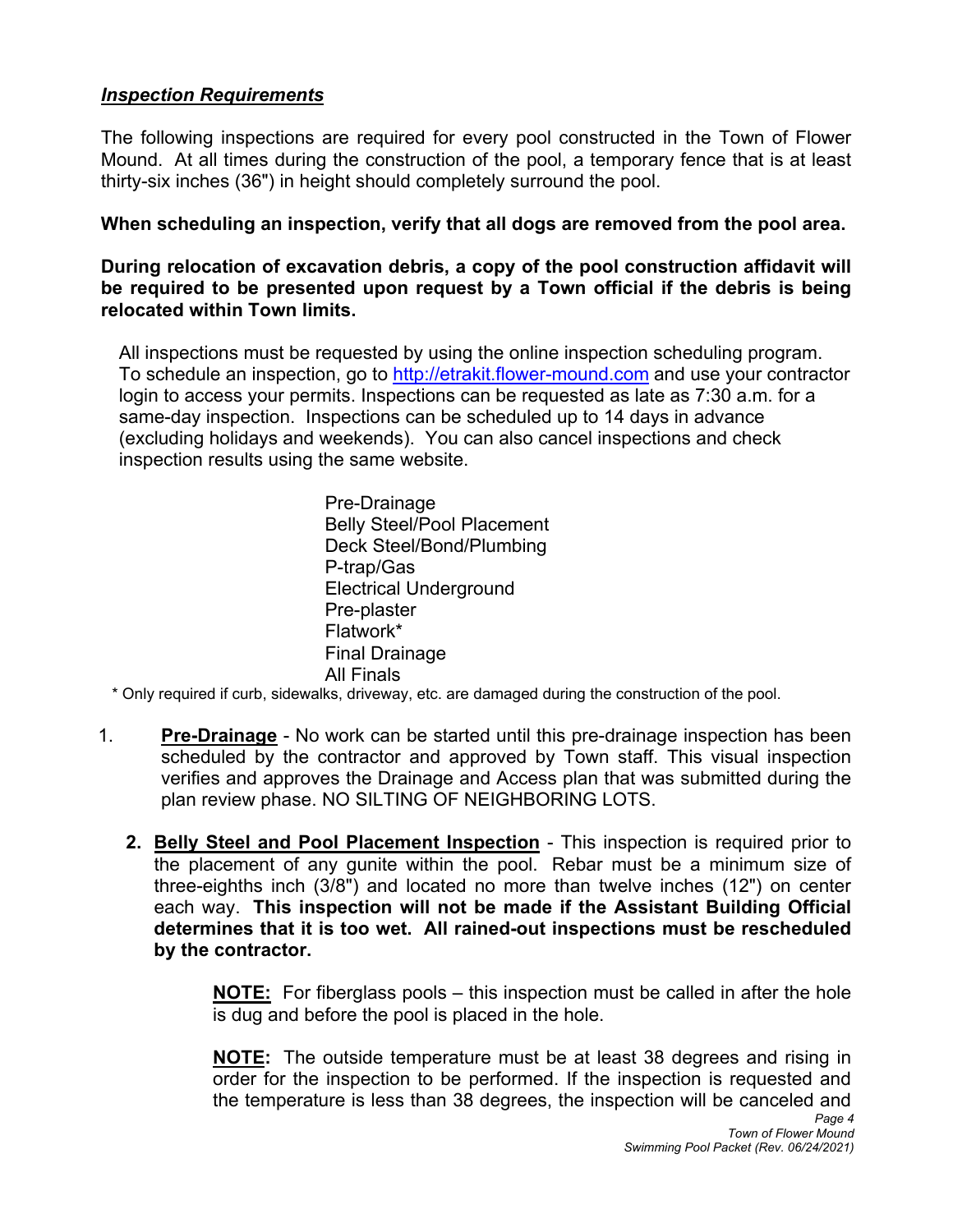***Inspection Requirements***

The following inspections are required for every pool constructed in the Town of Flower Mound. At all times during the construction of the pool, a temporary fence that is at least thirty-six inches (36") in height should completely surround the pool.

**When scheduling an inspection, verify that all dogs are removed from the pool area.**

**During relocation of excavation debris, a copy of the pool construction affidavit will be required to be presented upon request by a Town official if the debris is being relocated within Town limits.**

All inspections must be requested by using the online inspection scheduling program. To schedule an inspection, go to [http://etrakit.flower-mound.com](http://etrakit.flower-mound.com) and use your contractor login to access your permits. Inspections can be requested as late as 7:30 a.m. for a same-day inspection. Inspections can be scheduled up to 14 days in advance (excluding holidays and weekends). You can also cancel inspections and check inspection results using the same website.

- Pre-Drainage
- Belly Steel/Pool Placement
- Deck Steel/Bond/Plumbing
- P-trap/Gas
- Electrical Underground
- Pre-plaster
- Flatwork*
- Final Drainage
- All Finals

\* Only required if curb, sidewalks, driveway, etc. are damaged during the construction of the pool.

1. **Pre-Drainage** - No work can be started until this pre-drainage inspection has been scheduled by the contractor and approved by Town staff. This visual inspection verifies and approves the Drainage and Access plan that was submitted during the plan review phase. NO SILTING OF NEIGHBORING LOTS.

2. **Belly Steel and Pool Placement Inspection** - This inspection is required prior to the placement of any gunite within the pool. Rebar must be a minimum size of three-eighths inch (3/8") and located no more than twelve inches (12") on center each way. **This inspection will not be made if the Assistant Building Official determines that it is too wet. All rained-out inspections must be rescheduled by the contractor.**

   **NOTE:** For fiberglass pools – this inspection must be called in after the hole is dug and before the pool is placed in the hole.

   **NOTE:** The outside temperature must be at least 38 degrees and rising in order for the inspection to be performed. If the inspection is requested and the temperature is less than 38 degrees, the inspection will be canceled and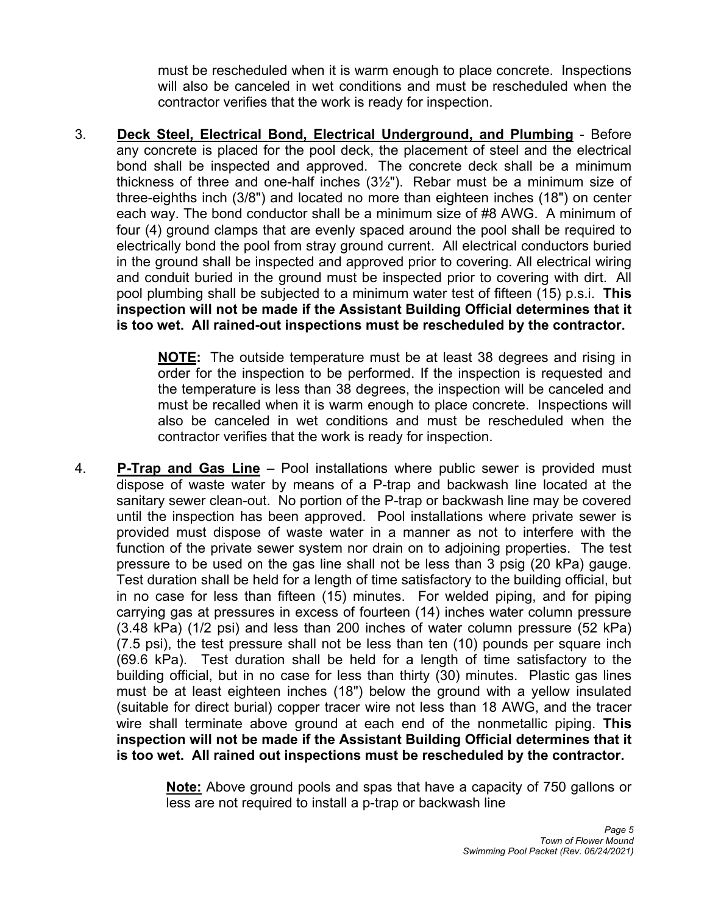must be rescheduled when it is warm enough to place concrete. Inspections will also be canceled in wet conditions and must be rescheduled when the contractor verifies that the work is ready for inspection.

3. **Deck Steel, Electrical Bond, Electrical Underground, and Plumbing** - Before any concrete is placed for the pool deck, the placement of steel and the electrical bond shall be inspected and approved. The concrete deck shall be a minimum thickness of three and one-half inches (3½"). Rebar must be a minimum size of three-eighths inch (3/8") and located no more than eighteen inches (18") on center each way. The bond conductor shall be a minimum size of #8 AWG. A minimum of four (4) ground clamps that are evenly spaced around the pool shall be required to electrically bond the pool from stray ground current. All electrical conductors buried in the ground shall be inspected and approved prior to covering. All electrical wiring and conduit buried in the ground must be inspected prior to covering with dirt. All pool plumbing shall be subjected to a minimum water test of fifteen (15) p.s.i. **This inspection will not be made if the Assistant Building Official determines that it is too wet. All rained-out inspections must be rescheduled by the contractor.**

   **NOTE:** The outside temperature must be at least 38 degrees and rising in order for the inspection to be performed. If the inspection is requested and the temperature is less than 38 degrees, the inspection will be canceled and must be recalled when it is warm enough to place concrete. Inspections will also be canceled in wet conditions and must be rescheduled when the contractor verifies that the work is ready for inspection.

4. **P-Trap and Gas Line** – Pool installations where public sewer is provided must dispose of waste water by means of a P-trap and backwash line located at the sanitary sewer clean-out. No portion of the P-trap or backwash line may be covered until the inspection has been approved. Pool installations where private sewer is provided must dispose of waste water in a manner as not to interfere with the function of the private sewer system nor drain on to adjoining properties. The test pressure to be used on the gas line shall not be less than 3 psig (20 kPa) gauge. Test duration shall be held for a length of time satisfactory to the building official, but in no case for less than fifteen (15) minutes. For welded piping, and for piping carrying gas at pressures in excess of fourteen (14) inches water column pressure (3.48 kPa) (1/2 psi) and less than 200 inches of water column pressure (52 kPa) (7.5 psi), the test pressure shall not be less than ten (10) pounds per square inch (69.6 kPa). Test duration shall be held for a length of time satisfactory to the building official, but in no case for less than thirty (30) minutes. Plastic gas lines must be at least eighteen inches (18") below the ground with a yellow insulated (suitable for direct burial) copper tracer wire not less than 18 AWG, and the tracer wire shall terminate above ground at each end of the nonmetallic piping. **This inspection will not be made if the Assistant Building Official determines that it is too wet. All rained out inspections must be rescheduled by the contractor.**

   **Note:** Above ground pools and spas that have a capacity of 750 gallons or less are not required to install a p-trap or backwash line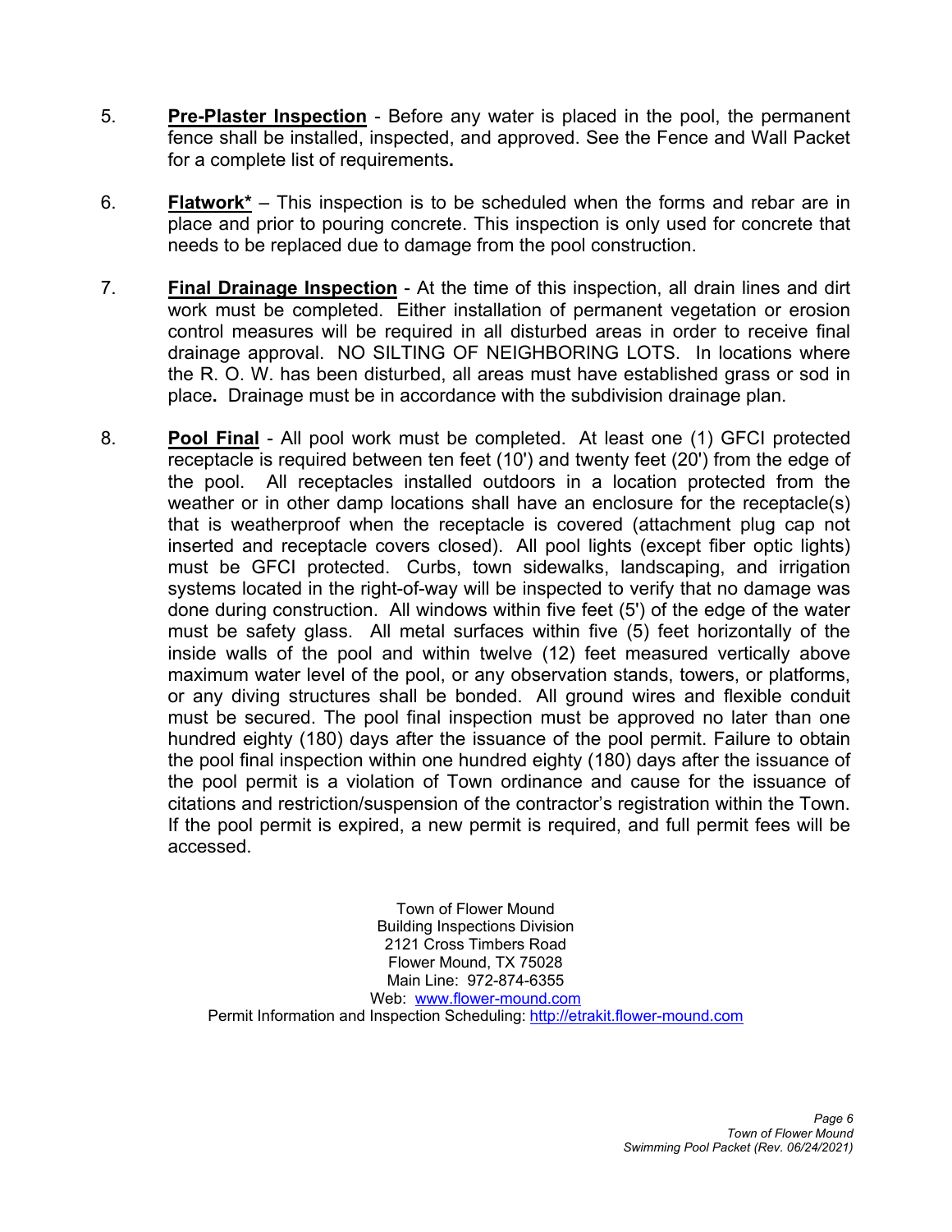5. **Pre-Plaster Inspection** - Before any water is placed in the pool, the permanent fence shall be installed, inspected, and approved. See the Fence and Wall Packet for a complete list of requirements**.**

6. **Flatwork*** – This inspection is to be scheduled when the forms and rebar are in place and prior to pouring concrete. This inspection is only used for concrete that needs to be replaced due to damage from the pool construction.

7. **Final Drainage Inspection** - At the time of this inspection, all drain lines and dirt work must be completed. Either installation of permanent vegetation or erosion control measures will be required in all disturbed areas in order to receive final drainage approval. NO SILTING OF NEIGHBORING LOTS. In locations where the R. O. W. has been disturbed, all areas must have established grass or sod in place**.** Drainage must be in accordance with the subdivision drainage plan.

8. **Pool Final** - All pool work must be completed. At least one (1) GFCI protected receptacle is required between ten feet (10') and twenty feet (20') from the edge of the pool. All receptacles installed outdoors in a location protected from the weather or in other damp locations shall have an enclosure for the receptacle(s) that is weatherproof when the receptacle is covered (attachment plug cap not inserted and receptacle covers closed). All pool lights (except fiber optic lights) must be GFCI protected. Curbs, town sidewalks, landscaping, and irrigation systems located in the right-of-way will be inspected to verify that no damage was done during construction. All windows within five feet (5') of the edge of the water must be safety glass. All metal surfaces within five (5) feet horizontally of the inside walls of the pool and within twelve (12) feet measured vertically above maximum water level of the pool, or any observation stands, towers, or platforms, or any diving structures shall be bonded. All ground wires and flexible conduit must be secured. The pool final inspection must be approved no later than one hundred eighty (180) days after the issuance of the pool permit. Failure to obtain the pool final inspection within one hundred eighty (180) days after the issuance of the pool permit is a violation of Town ordinance and cause for the issuance of citations and restriction/suspension of the contractor's registration within the Town. If the pool permit is expired, a new permit is required, and full permit fees will be accessed.

Town of Flower Mound
Building Inspections Division
2121 Cross Timbers Road
Flower Mound, TX 75028
Main Line: 972-874-6355
Web: [www.flower-mound.com](http://www.flower-mound.com)
Permit Information and Inspection Scheduling: [http://etrakit.flower-mound.com](http://etrakit.flower-mound.com)